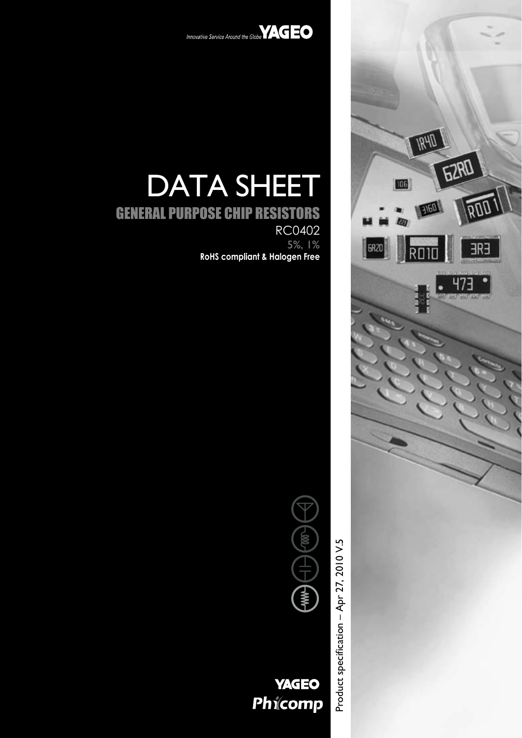Innovative Service Around the Globe **YAGEO**

# DATA SHEET

## GENERAL PURPOSE CHIP RESISTORS

RC0402

5%, 1%

**RoHS compliant & Halogen Free**

Product specification – Apr 27, 2010 V.5

**YAGEO**

***Phycomp***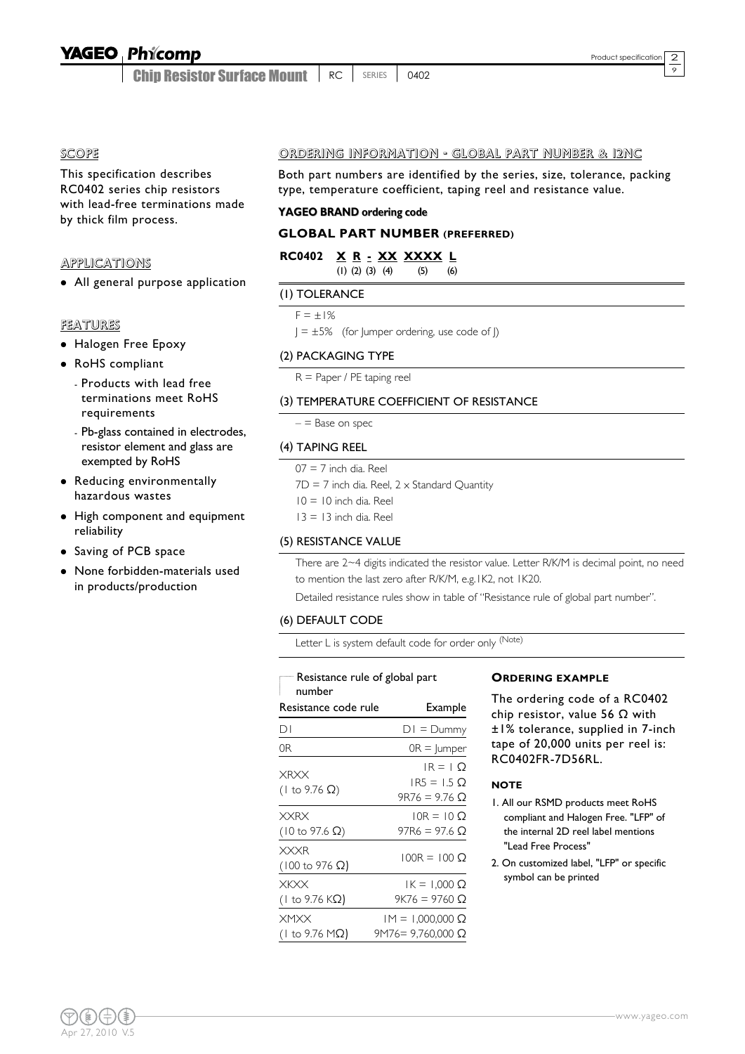## SCOPE

This specification describes RC0402 series chip resistors with lead-free terminations made by thick film process.

## APPLICATIONS

- All general purpose application

## FEATURES

- Halogen Free Epoxy
- RoHS compliant
  - Products with lead free terminations meet RoHS requirements
  - Pb-glass contained in electrodes, resistor element and glass are exempted by RoHS
- Reducing environmentally hazardous wastes
- High component and equipment reliability
- Saving of PCB space
- None forbidden-materials used in products/production

## ORDERING INFORMATION - GLOBAL PART NUMBER & 12NC

Both part numbers are identified by the series, size, tolerance, packing type, temperature coefficient, taping reel and resistance value.

**YAGEO BRAND ordering code**

### GLOBAL PART NUMBER (PREFERRED)

**RC0402 X R - XX XXXX L**
(1) (2) (3) (4) (5) (6)

#### (1) TOLERANCE

F = ±1%

J = ±5% (for Jumper ordering, use code of J)

#### (2) PACKAGING TYPE

R = Paper / PE taping reel

#### (3) TEMPERATURE COEFFICIENT OF RESISTANCE

– = Base on spec

#### (4) TAPING REEL

07 = 7 inch dia. Reel

7D = 7 inch dia. Reel, 2 x Standard Quantity

10 = 10 inch dia. Reel

13 = 13 inch dia. Reel

#### (5) RESISTANCE VALUE

There are 2~4 digits indicated the resistor value. Letter R/K/M is decimal point, no need to mention the last zero after R/K/M, e.g.1K2, not 1K20.

Detailed resistance rules show in table of "Resistance rule of global part number".

#### (6) DEFAULT CODE

Letter L is system default code for order only (Note)

Resistance rule of global part number

| Resistance code rule | Example |
|---|---|
| D1 | D1 = Dummy |
| 0R | 0R = Jumper |
| XRXX (1 to 9.76 Ω) | 1R = 1 Ω<br>1R5 = 1.5 Ω<br>9R76 = 9.76 Ω |
| XXRX (10 to 97.6 Ω) | 10R = 10 Ω<br>97R6 = 97.6 Ω |
| XXXR (100 to 976 Ω) | 100R = 100 Ω |
| XKXX (1 to 9.76 KΩ) | 1K = 1,000 Ω<br>9K76 = 9760 Ω |
| XMXX (1 to 9.76 MΩ) | 1M = 1,000,000 Ω<br>9M76= 9,760,000 Ω |

**ORDERING EXAMPLE**

The ordering code of a RC0402 chip resistor, value 56 Ω with ±1% tolerance, supplied in 7-inch tape of 20,000 units per reel is: RC0402FR-7D56RL.

**NOTE**

1. All our RSMD products meet RoHS compliant and Halogen Free. "LFP" of the internal 2D reel label mentions "Lead Free Process"
2. On customized label, "LFP" or specific symbol can be printed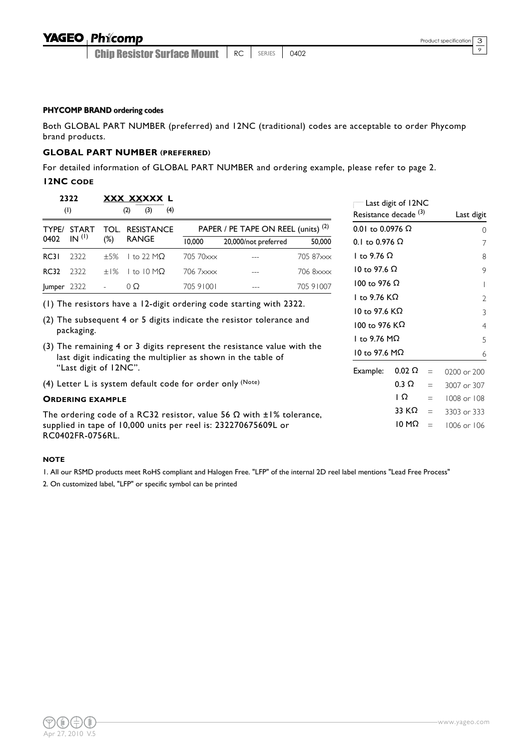#### PHYCOMP BRAND ordering codes

Both GLOBAL PART NUMBER (preferred) and 12NC (traditional) codes are acceptable to order Phycomp brand products.

### GLOBAL PART NUMBER (PREFERRED)

For detailed information of GLOBAL PART NUMBER and ordering example, please refer to page 2.

### 12NC CODE

**2322 XXX XXXXX L**

(1) (2) (3) (4)

| TYPE/ 0402 | START IN (1) | TOL. (%) | RESISTANCE RANGE | PAPER / PE TAPE ON REEL (units) (2) | | |
|---|---|---|---|---|---|---|
| | | | | 10,000 | 20,000/not preferred | 50,000 |
| RC31 | 2322 | ±5% | 1 to 22 MΩ | 705 70xxx | --- | 705 87xxx |
| RC32 | 2322 | ±1% | 1 to 10 MΩ | 706 7xxxx | --- | 706 8xxxx |
| Jumper | 2322 | - | 0 Ω | 705 91001 | --- | 705 91007 |

(1) The resistors have a 12-digit ordering code starting with 2322.

(2) The subsequent 4 or 5 digits indicate the resistor tolerance and packaging.

(3) The remaining 4 or 3 digits represent the resistance value with the last digit indicating the multiplier as shown in the table of "Last digit of 12NC".

(4) Letter L is system default code for order only (Note)

**Last digit of 12NC**

| Resistance decade (3) | Last digit |
|---|---|
| 0.01 to 0.0976 Ω | 0 |
| 0.1 to 0.976 Ω | 7 |
| 1 to 9.76 Ω | 8 |
| 10 to 97.6 Ω | 9 |
| 100 to 976 Ω | 1 |
| 1 to 9.76 KΩ | 2 |
| 10 to 97.6 KΩ | 3 |
| 100 to 976 KΩ | 4 |
| 1 to 9.76 MΩ | 5 |
| 10 to 97.6 MΩ | 6 |

Example:

| | | |
|---|---|---|
| 0.02 Ω | = | 0200 or 200 |
| 0.3 Ω | = | 3007 or 307 |
| 1 Ω | = | 1008 or 108 |
| 33 KΩ | = | 3303 or 333 |
| 10 MΩ | = | 1006 or 106 |

### ORDERING EXAMPLE

The ordering code of a RC32 resistor, value 56 Ω with ±1% tolerance, supplied in tape of 10,000 units per reel is: 232270675609L or RC0402FR-0756RL.

#### NOTE

1. All our RSMD products meet RoHS compliant and Halogen Free. "LFP" of the internal 2D reel label mentions "Lead Free Process"
2. On customized label, "LFP" or specific symbol can be printed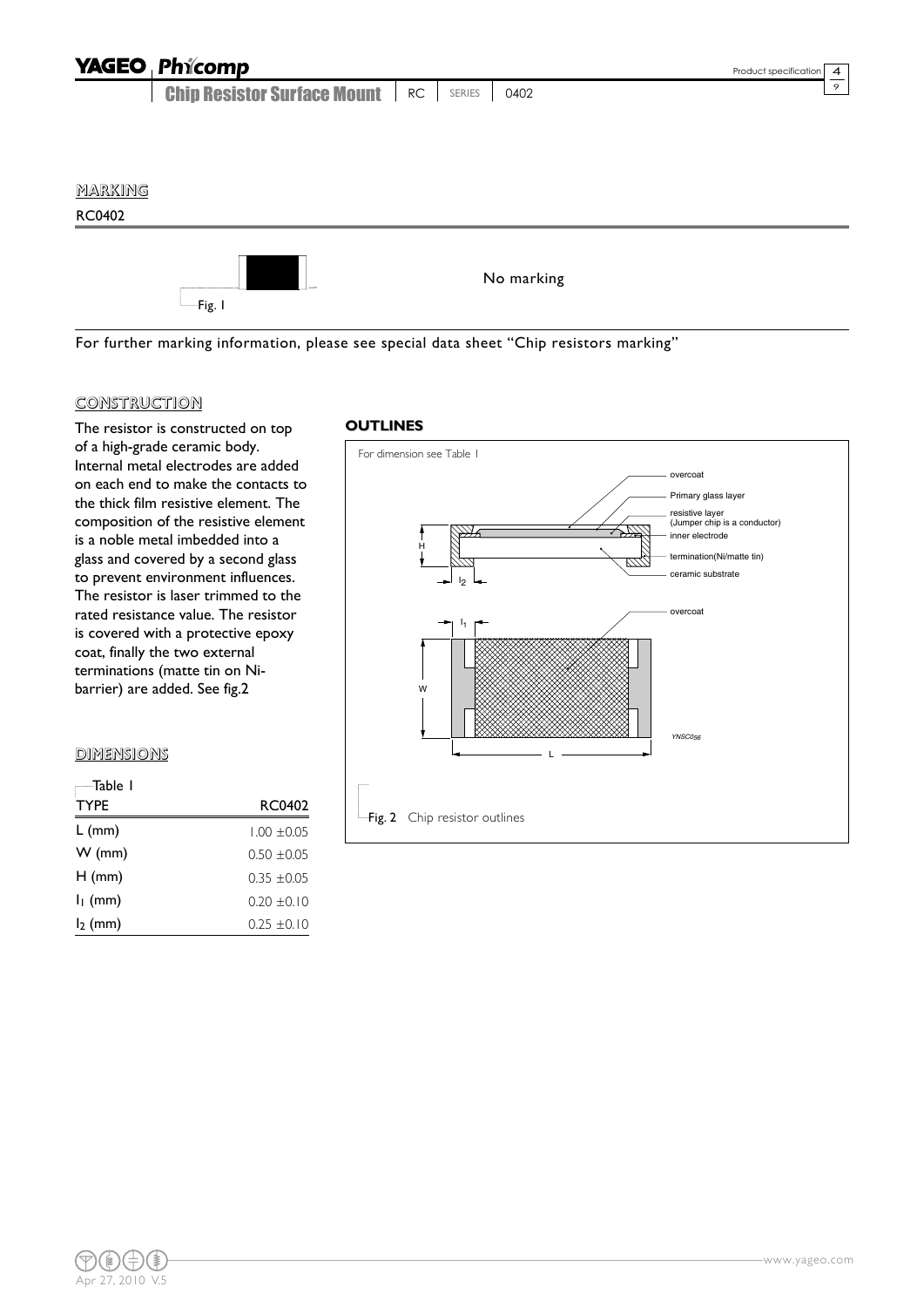## MARKING

RC0402

Fig. 1

No marking

For further marking information, please see special data sheet "Chip resistors marking"

## CONSTRUCTION

The resistor is constructed on top of a high-grade ceramic body. Internal metal electrodes are added on each end to make the contacts to the thick film resistive element. The composition of the resistive element is a noble metal imbedded into a glass and covered by a second glass to prevent environment influences. The resistor is laser trimmed to the rated resistance value. The resistor is covered with a protective epoxy coat, finally the two external terminations (matte tin on Ni-barrier) are added. See fig.2

## DIMENSIONS

Table 1

| TYPE | RC0402 |
|---|---|
| L (mm) | 1.00 ±0.05 |
| W (mm) | 0.50 ±0.05 |
| H (mm) | 0.35 ±0.05 |
| $I_1$ (mm) | 0.20 ±0.10 |
| $I_2$ (mm) | 0.25 ±0.10 |

## OUTLINES

For dimension see Table 1

overcoat
Primary glass layer
resistive layer (Jumper chip is a conductor)
inner electrode
termination(Ni/matte tin)
ceramic substrate
overcoat

YNSC056

Fig. 2 Chip resistor outlines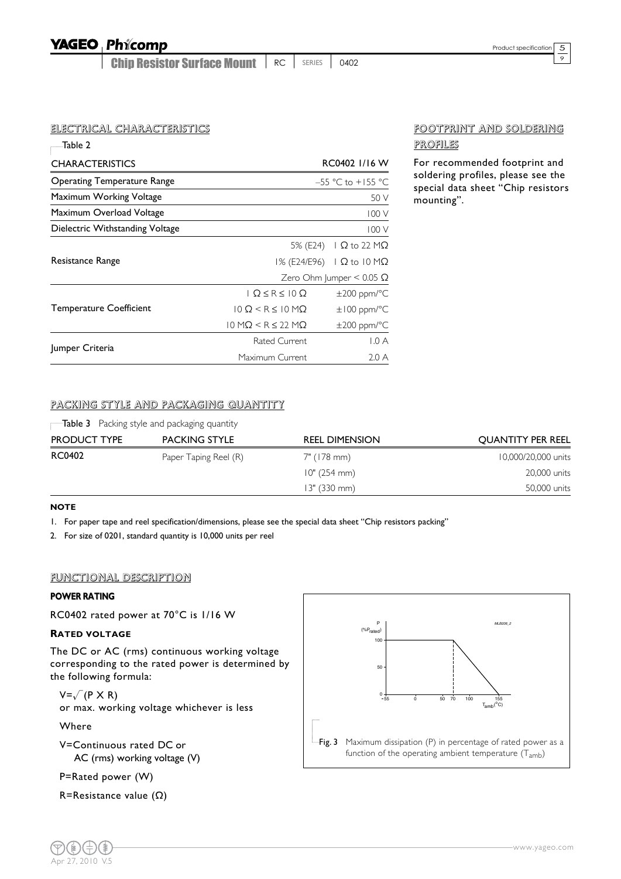## ELECTRICAL CHARACTERISTICS

Table 2

| CHARACTERISTICS | | RC0402 1/16 W |
|---|---|---|
| Operating Temperature Range | | –55 °C to +155 °C |
| Maximum Working Voltage | | 50 V |
| Maximum Overload Voltage | | 100 V |
| Dielectric Withstanding Voltage | | 100 V |
| Resistance Range | 5% (E24) | 1 Ω to 22 MΩ |
| | 1% (E24/E96) | 1 Ω to 10 MΩ |
| | Zero Ohm Jumper < 0.05 Ω | |
| Temperature Coefficient | 1 Ω ≤ R ≤ 10 Ω | ±200 ppm/°C |
| | 10 Ω < R ≤ 10 MΩ | ±100 ppm/°C |
| | 10 MΩ < R ≤ 22 MΩ | ±200 ppm/°C |
| Jumper Criteria | Rated Current | 1.0 A |
| | Maximum Current | 2.0 A |

## FOOTPRINT AND SOLDERING PROFILES

For recommended footprint and soldering profiles, please see the special data sheet "Chip resistors mounting".

## PACKING STYLE AND PACKAGING QUANTITY

Table 3 Packing style and packaging quantity

| PRODUCT TYPE | PACKING STYLE | REEL DIMENSION | QUANTITY PER REEL |
|---|---|---|---|
| RC0402 | Paper Taping Reel (R) | 7" (178 mm) | 10,000/20,000 units |
| | | 10" (254 mm) | 20,000 units |
| | | 13" (330 mm) | 50,000 units |

**NOTE**

1. For paper tape and reel specification/dimensions, please see the special data sheet "Chip resistors packing"
2. For size of 0201, standard quantity is 10,000 units per reel

## FUNCTIONAL DESCRIPTION

### POWER RATING

RC0402 rated power at 70°C is 1/16 W

### RATED VOLTAGE

The DC or AC (rms) continuous working voltage corresponding to the rated power is determined by the following formula:

$V=\sqrt{(P \times R)}$

or max. working voltage whichever is less

Where

V=Continuous rated DC or AC (rms) working voltage (V)

P=Rated power (W)

R=Resistance value (Ω)

Fig. 3 Maximum dissipation (P) in percentage of rated power as a function of the operating ambient temperature ($T_{amb}$)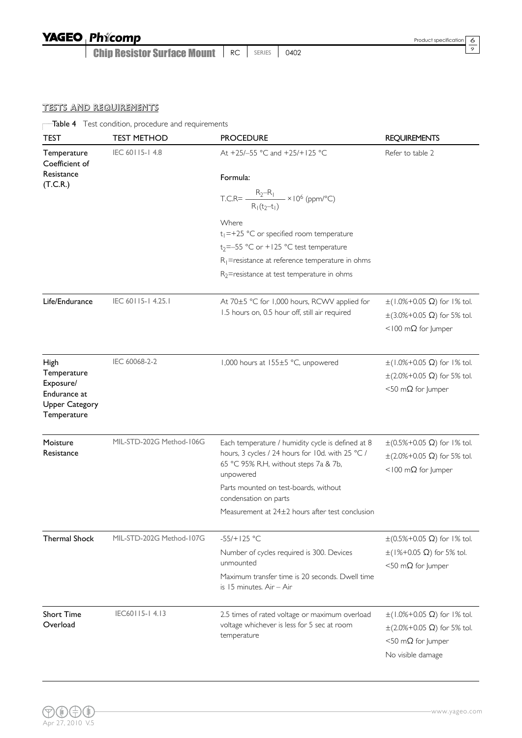## TESTS AND REQUIREMENTS

Table 4 Test condition, procedure and requirements

| TEST | TEST METHOD | PROCEDURE | REQUIREMENTS |
|---|---|---|---|
| Temperature Coefficient of Resistance (T.C.R.) | IEC 60115-1 4.8 | At +25/–55 °C and +25/+125 °C<br><br>Formula:<br>$T.C.R= \frac{R_2-R_1}{R_1(t_2-t_1)} \times 10^6$ (ppm/°C)<br><br>Where<br>$t_1$=+25 °C or specified room temperature<br>$t_2$=–55 °C or +125 °C test temperature<br>$R_1$=resistance at reference temperature in ohms<br>$R_2$=resistance at test temperature in ohms | Refer to table 2 |
| Life/Endurance | IEC 60115-1 4.25.1 | At 70±5 °C for 1,000 hours, RCWV applied for 1.5 hours on, 0.5 hour off, still air required | ±(1.0%+0.05 Ω) for 1% tol.<br>±(3.0%+0.05 Ω) for 5% tol.<br><100 mΩ for Jumper |
| High Temperature Exposure/ Endurance at Upper Category Temperature | IEC 60068-2-2 | 1,000 hours at 155±5 °C, unpowered | ±(1.0%+0.05 Ω) for 1% tol.<br>±(2.0%+0.05 Ω) for 5% tol.<br><50 mΩ for Jumper |
| Moisture Resistance | MIL-STD-202G Method-106G | Each temperature / humidity cycle is defined at 8 hours, 3 cycles / 24 hours for 10d. with 25 °C / 65 °C 95% R.H, without steps 7a & 7b, unpowered<br>Parts mounted on test-boards, without condensation on parts<br>Measurement at 24±2 hours after test conclusion | ±(0.5%+0.05 Ω) for 1% tol.<br>±(2.0%+0.05 Ω) for 5% tol.<br><100 mΩ for Jumper |
| Thermal Shock | MIL-STD-202G Method-107G | -55/+125 °C<br>Number of cycles required is 300. Devices unmounted<br>Maximum transfer time is 20 seconds. Dwell time is 15 minutes. Air – Air | ±(0.5%+0.05 Ω) for 1% tol.<br>±(1%+0.05 Ω) for 5% tol.<br><50 mΩ for Jumper |
| Short Time Overload | IEC60115-1 4.13 | 2.5 times of rated voltage or maximum overload voltage whichever is less for 5 sec at room temperature | ±(1.0%+0.05 Ω) for 1% tol.<br>±(2.0%+0.05 Ω) for 5% tol.<br><50 mΩ for Jumper<br>No visible damage |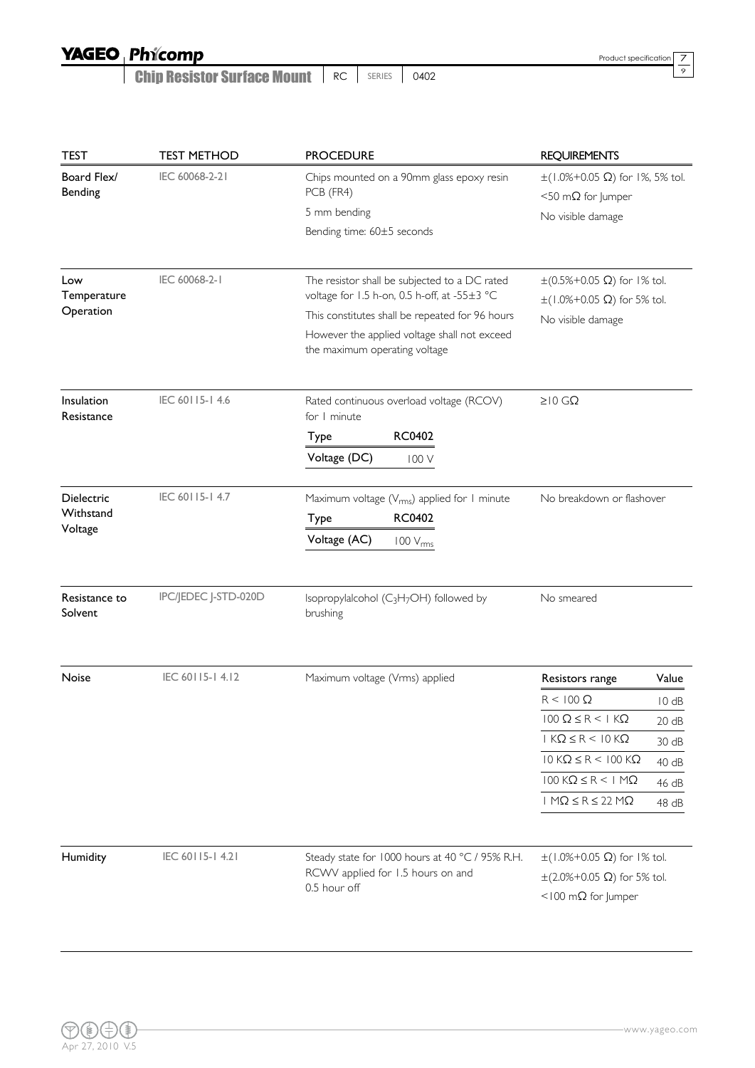| TEST | TEST METHOD | PROCEDURE | REQUIREMENTS |
|---|---|---|---|
| Board Flex/ Bending | IEC 60068-2-21 | Chips mounted on a 90mm glass epoxy resin PCB (FR4)<br>5 mm bending<br>Bending time: 60±5 seconds | ±(1.0%+0.05 Ω) for 1%, 5% tol.<br><50 mΩ for Jumper<br>No visible damage |
| Low Temperature Operation | IEC 60068-2-1 | The resistor shall be subjected to a DC rated voltage for 1.5 h-on, 0.5 h-off, at -55±3 °C<br>This constitutes shall be repeated for 96 hours<br>However the applied voltage shall not exceed the maximum operating voltage | ±(0.5%+0.05 Ω) for 1% tol.<br>±(1.0%+0.05 Ω) for 5% tol.<br>No visible damage |
| Insulation Resistance | IEC 60115-1 4.6 | Rated continuous overload voltage (RCOV) for 1 minute<br>Type: RC0402<br>Voltage (DC): 100 V | ≥10 GΩ |
| Dielectric Withstand Voltage | IEC 60115-1 4.7 | Maximum voltage ($V_{rms}$) applied for 1 minute<br>Type: RC0402<br>Voltage (AC): 100 $V_{rms}$ | No breakdown or flashover |
| Resistance to Solvent | IPC/JEDEC J-STD-020D | Isopropylalcohol ($C_3H_7OH$) followed by brushing | No smeared |
| Noise | IEC 60115-1 4.12 | Maximum voltage (Vrms) applied | Resistors range / Value:<br>R < 100 Ω: 10 dB<br>100 Ω ≤ R < 1 KΩ: 20 dB<br>1 KΩ ≤ R < 10 KΩ: 30 dB<br>10 KΩ ≤ R < 100 KΩ: 40 dB<br>100 KΩ ≤ R < 1 MΩ: 46 dB<br>1 MΩ ≤ R ≤ 22 MΩ: 48 dB |
| Humidity | IEC 60115-1 4.21 | Steady state for 1000 hours at 40 °C / 95% R.H.<br>RCWV applied for 1.5 hours on and 0.5 hour off | ±(1.0%+0.05 Ω) for 1% tol.<br>±(2.0%+0.05 Ω) for 5% tol.<br><100 mΩ for Jumper |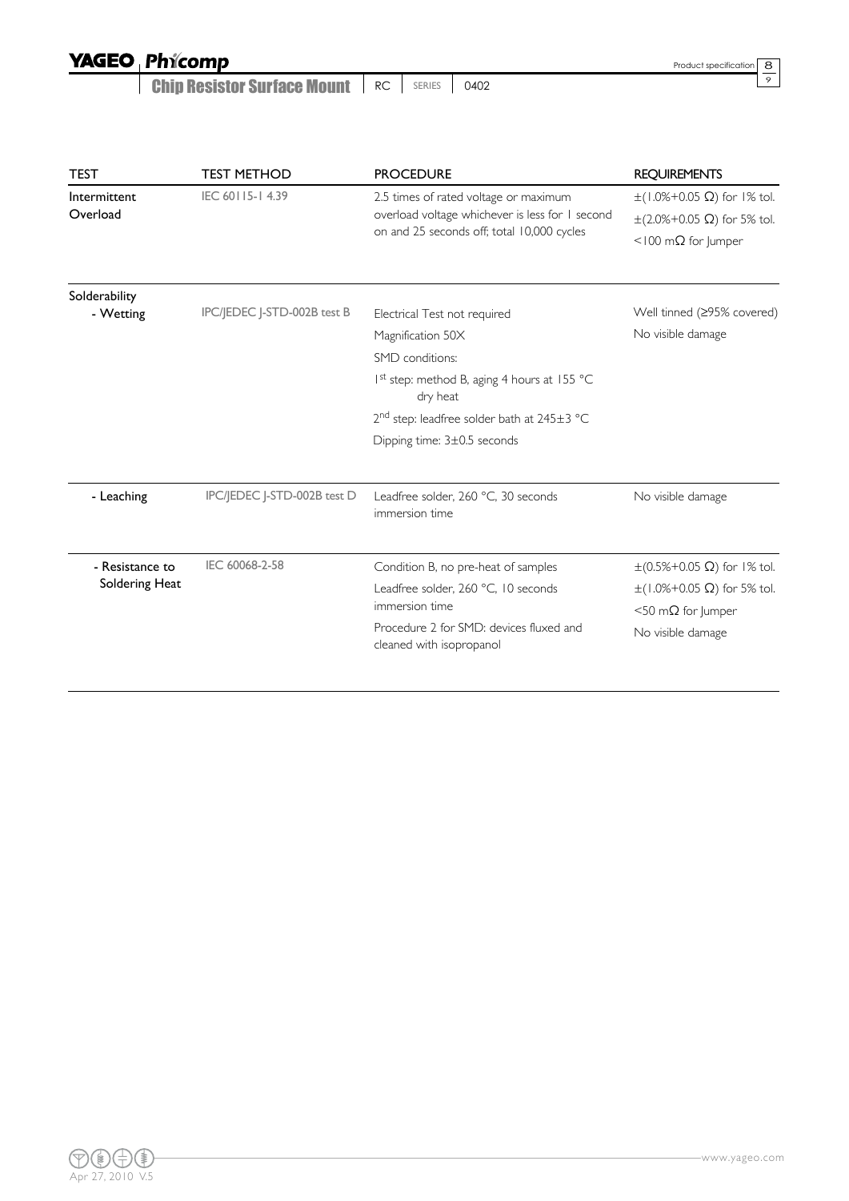| TEST | TEST METHOD | PROCEDURE | REQUIREMENTS |
|---|---|---|---|
| Intermittent Overload | IEC 60115-1 4.39 | 2.5 times of rated voltage or maximum overload voltage whichever is less for 1 second on and 25 seconds off; total 10,000 cycles | ±(1.0%+0.05 Ω) for 1% tol.<br>±(2.0%+0.05 Ω) for 5% tol.<br><100 mΩ for Jumper |
| Solderability<br>- Wetting | IPC/JEDEC J-STD-002B test B | Electrical Test not required<br>Magnification 50X<br>SMD conditions:<br>1st step: method B, aging 4 hours at 155 °C dry heat<br>2nd step: leadfree solder bath at 245±3 °C<br>Dipping time: 3±0.5 seconds | Well tinned (≥95% covered)<br>No visible damage |
| - Leaching | IPC/JEDEC J-STD-002B test D | Leadfree solder, 260 °C, 30 seconds immersion time | No visible damage |
| - Resistance to Soldering Heat | IEC 60068-2-58 | Condition B, no pre-heat of samples<br>Leadfree solder, 260 °C, 10 seconds immersion time<br>Procedure 2 for SMD: devices fluxed and cleaned with isopropanol | ±(0.5%+0.05 Ω) for 1% tol.<br>±(1.0%+0.05 Ω) for 5% tol.<br><50 mΩ for Jumper<br>No visible damage |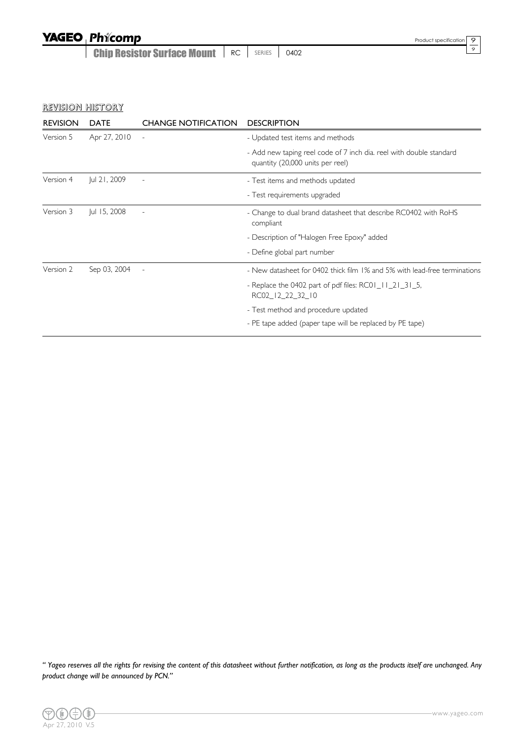## REVISION HISTORY

| REVISION | DATE | CHANGE NOTIFICATION | DESCRIPTION |
|---|---|---|---|
| Version 5 | Apr 27, 2010 | - | - Updated test items and methods<br>- Add new taping reel code of 7 inch dia. reel with double standard quantity (20,000 units per reel) |
| Version 4 | Jul 21, 2009 | - | - Test items and methods updated<br>- Test requirements upgraded |
| Version 3 | Jul 15, 2008 | - | - Change to dual brand datasheet that describe RC0402 with RoHS compliant<br>- Description of "Halogen Free Epoxy" added<br>- Define global part number |
| Version 2 | Sep 03, 2004 | - | - New datasheet for 0402 thick film 1% and 5% with lead-free terminations<br>- Replace the 0402 part of pdf files: RC01_11_21_31_5, RC02_12_22_32_10<br>- Test method and procedure updated<br>- PE tape added (paper tape will be replaced by PE tape) |

*" Yageo reserves all the rights for revising the content of this datasheet without further notification, as long as the products itself are unchanged. Any product change will be announced by PCN."*